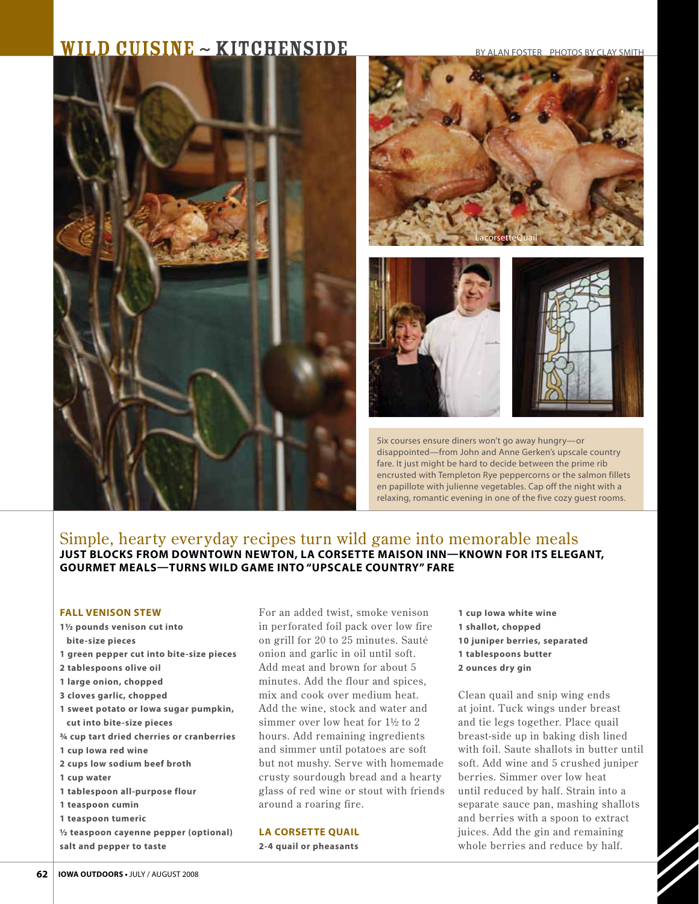# WILD CUISINE ~ KITCHENSIDE

BY ALAN FOSTER PHOTOS BY CLAY SMITH

LacorsetteQuail

Six courses ensure diners won't go away hungry—or disappointed—from John and Anne Gerken's upscale country fare. It just might be hard to decide between the prime rib encrusted with Templeton Rye peppercorns or the salmon fillets en papillote with julienne vegetables. Cap off the night with a relaxing, romantic evening in one of the five cozy guest rooms.

## Simple, hearty everyday recipes turn wild game into memorable meals

**JUST BLOCKS FROM DOWNTOWN NEWTON, LA CORSETTE MAISON INN—KNOWN FOR ITS ELEGANT, GOURMET MEALS—TURNS WILD GAME INTO "UPSCALE COUNTRY" FARE**

### FALL VENISON STEW

**1½ pounds venison cut into bite-size pieces**
**1 green pepper cut into bite-size pieces**
**2 tablespoons olive oil**
**1 large onion, chopped**
**3 cloves garlic, chopped**
**1 sweet potato or Iowa sugar pumpkin, cut into bite-size pieces**
**¾ cup tart dried cherries or cranberries**
**1 cup Iowa red wine**
**2 cups low sodium beef broth**
**1 cup water**
**1 tablespoon all-purpose flour**
**1 teaspoon cumin**
**1 teaspoon tumeric**
**½ teaspoon cayenne pepper (optional)**
**salt and pepper to taste**

For an added twist, smoke venison in perforated foil pack over low fire on grill for 20 to 25 minutes. Sauté onion and garlic in oil until soft. Add meat and brown for about 5 minutes. Add the flour and spices, mix and cook over medium heat. Add the wine, stock and water and simmer over low heat for 1½ to 2 hours. Add remaining ingredients and simmer until potatoes are soft but not mushy. Serve with homemade crusty sourdough bread and a hearty glass of red wine or stout with friends around a roaring fire.

### LA CORSETTE QUAIL

**2-4 quail or pheasants**
**1 cup Iowa white wine**
**1 shallot, chopped**
**10 juniper berries, separated**
**1 tablespoons butter**
**2 ounces dry gin**

Clean quail and snip wing ends at joint. Tuck wings under breast and tie legs together. Place quail breast-side up in baking dish lined with foil. Saute shallots in butter until soft. Add wine and 5 crushed juniper berries. Simmer over low heat until reduced by half. Strain into a separate sauce pan, mashing shallots and berries with a spoon to extract juices. Add the gin and remaining whole berries and reduce by half.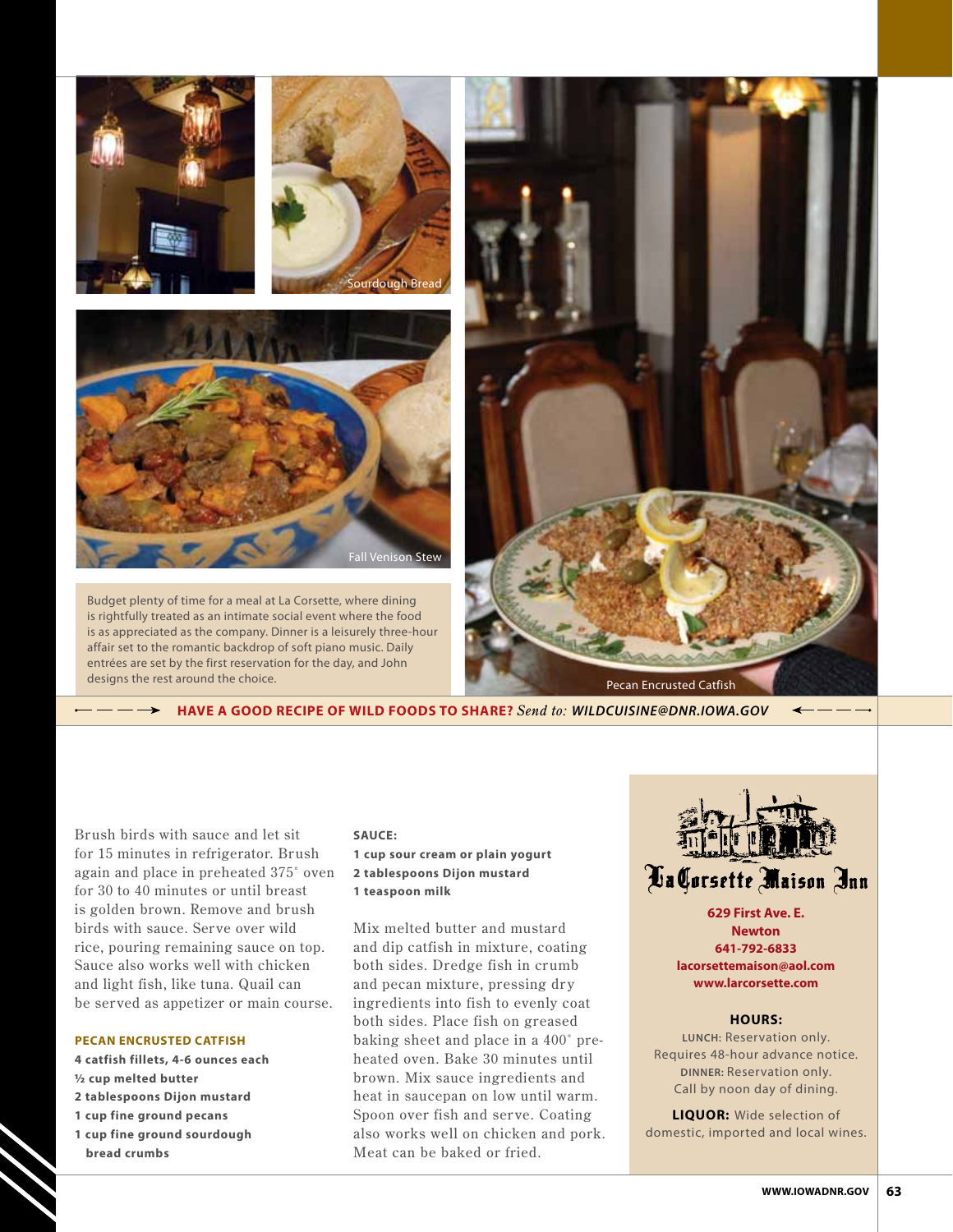Sourdough Bread

Fall Venison Stew

Budget plenty of time for a meal at La Corsette, where dining is rightfully treated as an intimate social event where the food is as appreciated as the company. Dinner is a leisurely three-hour affair set to the romantic backdrop of soft piano music. Daily entrées are set by the first reservation for the day, and John designs the rest around the choice.

Pecan Encrusted Catfish

**HAVE A GOOD RECIPE OF WILD FOODS TO SHARE?** *Send to:* ***WILDCUISINE@DNR.IOWA.GOV***

Brush birds with sauce and let sit for 15 minutes in refrigerator. Brush again and place in preheated 375˚ oven for 30 to 40 minutes or until breast is golden brown. Remove and brush birds with sauce. Serve over wild rice, pouring remaining sauce on top. Sauce also works well with chicken and light fish, like tuna. Quail can be served as appetizer or main course.

### PECAN ENCRUSTED CATFISH

**4 catfish fillets, 4-6 ounces each**
**½ cup melted butter**
**2 tablespoons Dijon mustard**
**1 cup fine ground pecans**
**1 cup fine ground sourdough bread crumbs**

**SAUCE:**
**1 cup sour cream or plain yogurt**
**2 tablespoons Dijon mustard**
**1 teaspoon milk**

Mix melted butter and mustard and dip catfish in mixture, coating both sides. Dredge fish in crumb and pecan mixture, pressing dry ingredients into fish to evenly coat both sides. Place fish on greased baking sheet and place in a 400˚ pre-heated oven. Bake 30 minutes until brown. Mix sauce ingredients and heat in saucepan on low until warm. Spoon over fish and serve. Coating also works well on chicken and pork. Meat can be baked or fried.

**La Corsette Maison Inn**

**629 First Ave. E.**
**Newton**
**641-792-6833**
**lacorsettemaison@aol.com**
**www.larcorsette.com**

**HOURS:**
LUNCH: Reservation only. Requires 48-hour advance notice.
DINNER: Reservation only. Call by noon day of dining.

**LIQUOR:** Wide selection of domestic, imported and local wines.